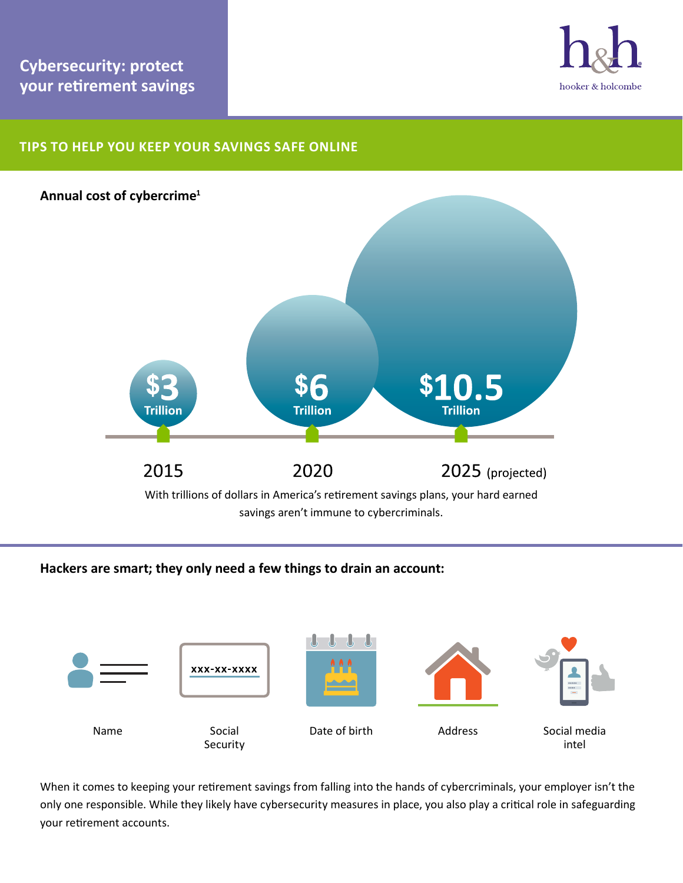# Cybersecurity: protect your retirement savings

hooker & holcombe

## TIPS TO HELP YOU KEEP YOUR SAVINGS SAFE ONLINE

**Annual cost of cybercrime[1]**

| Year | Cost |
|---|---|
| 2015 | $3 Trillion |
| 2020 | $6 Trillion |
| 2025 (projected) | $10.5 Trillion |

With trillions of dollars in America's retirement savings plans, your hard earned savings aren't immune to cybercriminals.

**Hackers are smart; they only need a few things to drain an account:**

- Name
- Social Security (XXX-XX-XXXX)
- Date of birth
- Address
- Social media intel

When it comes to keeping your retirement savings from falling into the hands of cybercriminals, your employer isn't the only one responsible. While they likely have cybersecurity measures in place, you also play a critical role in safeguarding your retirement accounts.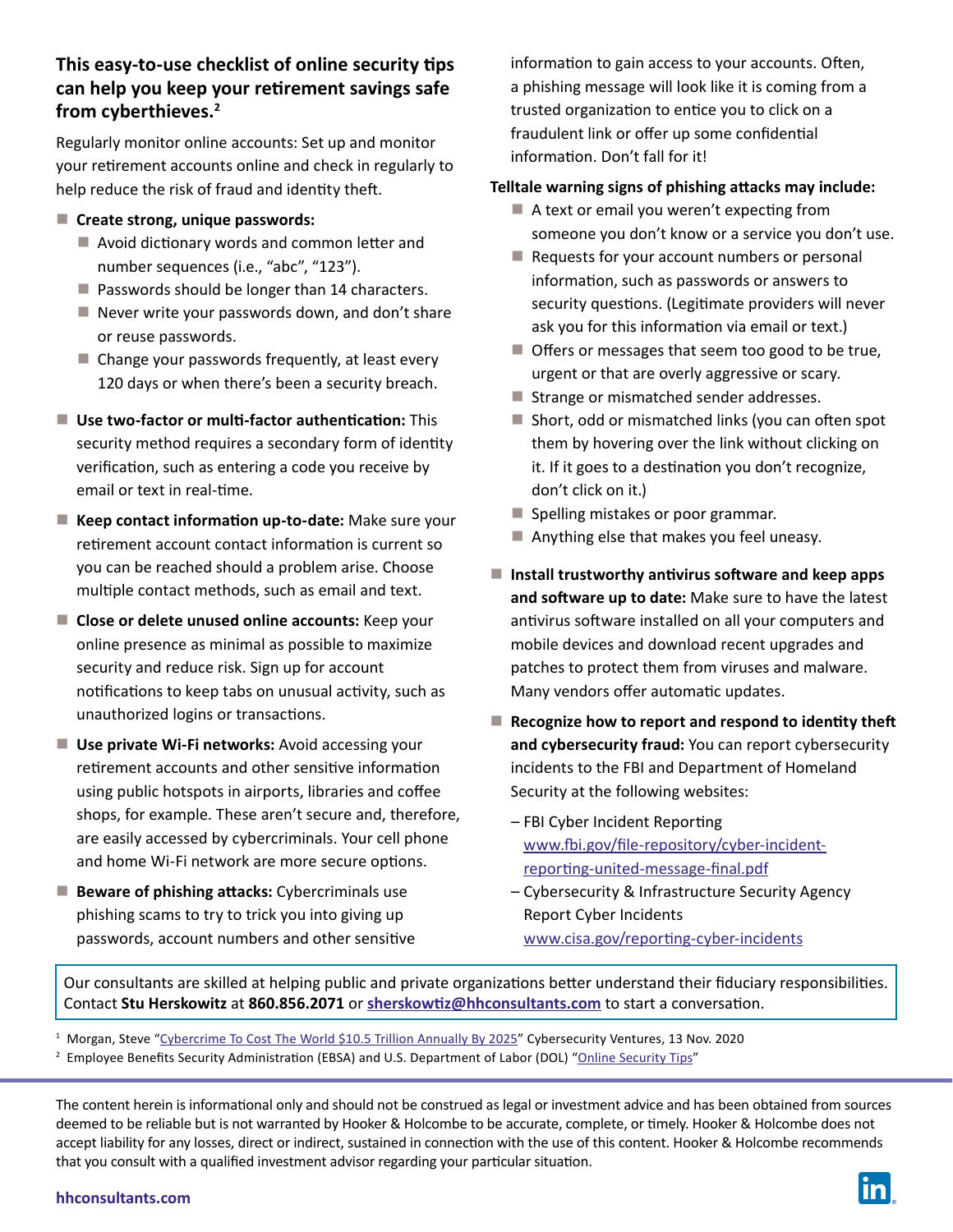### This easy-to-use checklist of online security tips can help you keep your retirement savings safe from cyberthieves.[2]

Regularly monitor online accounts: Set up and monitor your retirement accounts online and check in regularly to help reduce the risk of fraud and identity theft.

- **Create strong, unique passwords:**
  - Avoid dictionary words and common letter and number sequences (i.e., "abc", "123").
  - Passwords should be longer than 14 characters.
  - Never write your passwords down, and don't share or reuse passwords.
  - Change your passwords frequently, at least every 120 days or when there's been a security breach.
- **Use two-factor or multi-factor authentication:** This security method requires a secondary form of identity verification, such as entering a code you receive by email or text in real-time.
- **Keep contact information up-to-date:** Make sure your retirement account contact information is current so you can be reached should a problem arise. Choose multiple contact methods, such as email and text.
- **Close or delete unused online accounts:** Keep your online presence as minimal as possible to maximize security and reduce risk. Sign up for account notifications to keep tabs on unusual activity, such as unauthorized logins or transactions.
- **Use private Wi-Fi networks:** Avoid accessing your retirement accounts and other sensitive information using public hotspots in airports, libraries and coffee shops, for example. These aren't secure and, therefore, are easily accessed by cybercriminals. Your cell phone and home Wi-Fi network are more secure options.
- **Beware of phishing attacks:** Cybercriminals use phishing scams to try to trick you into giving up passwords, account numbers and other sensitive information to gain access to your accounts. Often, a phishing message will look like it is coming from a trusted organization to entice you to click on a fraudulent link or offer up some confidential information. Don't fall for it!

**Telltale warning signs of phishing attacks may include:**

- A text or email you weren't expecting from someone you don't know or a service you don't use.
- Requests for your account numbers or personal information, such as passwords or answers to security questions. (Legitimate providers will never ask you for this information via email or text.)
- Offers or messages that seem too good to be true, urgent or that are overly aggressive or scary.
- Strange or mismatched sender addresses.
- Short, odd or mismatched links (you can often spot them by hovering over the link without clicking on it. If it goes to a destination you don't recognize, don't click on it.)
- Spelling mistakes or poor grammar.
- Anything else that makes you feel uneasy.

- **Install trustworthy antivirus software and keep apps and software up to date:** Make sure to have the latest antivirus software installed on all your computers and mobile devices and download recent upgrades and patches to protect them from viruses and malware. Many vendors offer automatic updates.
- **Recognize how to report and respond to identity theft and cybersecurity fraud:** You can report cybersecurity incidents to the FBI and Department of Homeland Security at the following websites:
  - FBI Cyber Incident Reporting [www.fbi.gov/file-repository/cyber-incident-reporting-united-message-final.pdf](www.fbi.gov/file-repository/cyber-incident-reporting-united-message-final.pdf)
  - Cybersecurity & Infrastructure Security Agency Report Cyber Incidents [www.cisa.gov/reporting-cyber-incidents](www.cisa.gov/reporting-cyber-incidents)

Our consultants are skilled at helping public and private organizations better understand their fiduciary responsibilities. Contact **Stu Herskowitz** at **860.856.2071** or **sherskowtiz@hhconsultants.com** to start a conversation.

[1] Morgan, Steve "Cybercrime To Cost The World $10.5 Trillion Annually By 2025" Cybersecurity Ventures, 13 Nov. 2020

[2] Employee Benefits Security Administration (EBSA) and U.S. Department of Labor (DOL) "Online Security Tips"

The content herein is informational only and should not be construed as legal or investment advice and has been obtained from sources deemed to be reliable but is not warranted by Hooker & Holcombe to be accurate, complete, or timely. Hooker & Holcombe does not accept liability for any losses, direct or indirect, sustained in connection with the use of this content. Hooker & Holcombe recommends that you consult with a qualified investment advisor regarding your particular situation.

**hhconsultants.com**